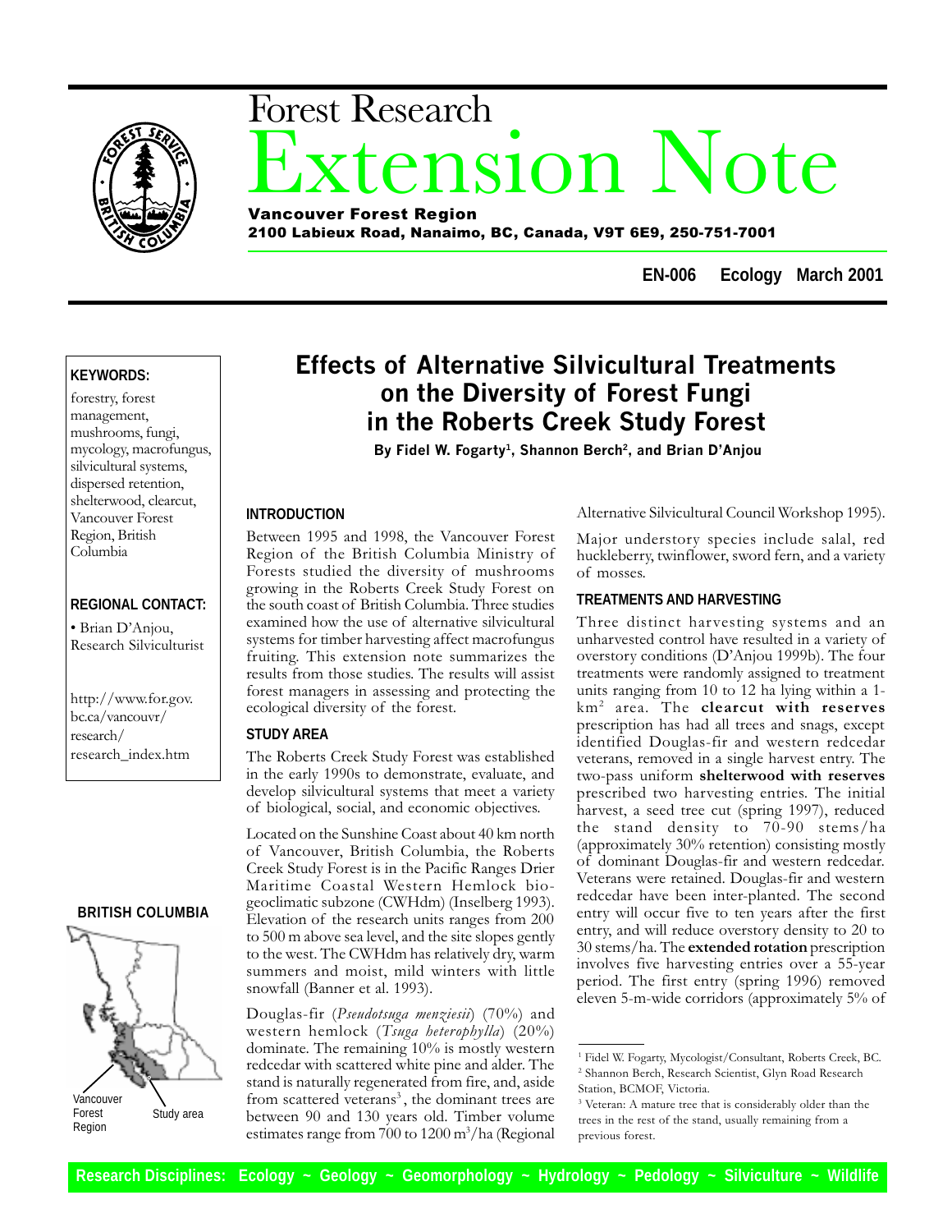Forest Research

# Extension Note

**Vancouver Forest Region**
**2100 Labieux Road, Nanaimo, BC, Canada, V9T 6E9, 250-751-7001**

**EN-006 Ecology March 2001**

**KEYWORDS:**

forestry, forest management, mushrooms, fungi, mycology, macrofungus, silvicultural systems, dispersed retention, shelterwood, clearcut, Vancouver Forest Region, British Columbia

**REGIONAL CONTACT:**

• Brian D'Anjou, Research Silviculturist

http://www.for.gov.bc.ca/vancouvr/research/research_index.htm

**BRITISH COLUMBIA**

Vancouver Forest Region

Study area

## Effects of Alternative Silvicultural Treatments on the Diversity of Forest Fungi in the Roberts Creek Study Forest

**By Fidel W. Fogarty[1], Shannon Berch[2], and Brian D'Anjou**

### INTRODUCTION

Between 1995 and 1998, the Vancouver Forest Region of the British Columbia Ministry of Forests studied the diversity of mushrooms growing in the Roberts Creek Study Forest on the south coast of British Columbia. Three studies examined how the use of alternative silvicultural systems for timber harvesting affect macrofungus fruiting. This extension note summarizes the results from those studies. The results will assist forest managers in assessing and protecting the ecological diversity of the forest.

### STUDY AREA

The Roberts Creek Study Forest was established in the early 1990s to demonstrate, evaluate, and develop silvicultural systems that meet a variety of biological, social, and economic objectives.

Located on the Sunshine Coast about 40 km north of Vancouver, British Columbia, the Roberts Creek Study Forest is in the Pacific Ranges Drier Maritime Coastal Western Hemlock biogeoclimatic subzone (CWHdm) (Inselberg 1993). Elevation of the research units ranges from 200 to 500 m above sea level, and the site slopes gently to the west. The CWHdm has relatively dry, warm summers and moist, mild winters with little snowfall (Banner et al. 1993).

Douglas-fir (*Pseudotsuga menziesii*) (70%) and western hemlock (*Tsuga heterophylla*) (20%) dominate. The remaining 10% is mostly western redcedar with scattered white pine and alder. The stand is naturally regenerated from fire, and, aside from scattered veterans[3], the dominant trees are between 90 and 130 years old. Timber volume estimates range from 700 to 1200 $m^3$/ha (Regional Alternative Silvicultural Council Workshop 1995).

Major understory species include salal, red huckleberry, twinflower, sword fern, and a variety of mosses.

### TREATMENTS AND HARVESTING

Three distinct harvesting systems and an unharvested control have resulted in a variety of overstory conditions (D'Anjou 1999b). The four treatments were randomly assigned to treatment units ranging from 10 to 12 ha lying within a 1-$km^2$ area. The **clearcut with reserves** prescription has had all trees and snags, except identified Douglas-fir and western redcedar veterans, removed in a single harvest entry. The two-pass uniform **shelterwood with reserves** prescribed two harvesting entries. The initial harvest, a seed tree cut (spring 1997), reduced the stand density to 70-90 stems/ha (approximately 30% retention) consisting mostly of dominant Douglas-fir and western redcedar. Veterans were retained. Douglas-fir and western redcedar have been inter-planted. The second entry will occur five to ten years after the first entry, and will reduce overstory density to 20 to 30 stems/ha. The **extended rotation** prescription involves five harvesting entries over a 55-year period. The first entry (spring 1996) removed eleven 5-m-wide corridors (approximately 5% of

[1] Fidel W. Fogarty, Mycologist/Consultant, Roberts Creek, BC.
[2] Shannon Berch, Research Scientist, Glyn Road Research Station, BCMOF, Victoria.
[3] Veteran: A mature tree that is considerably older than the trees in the rest of the stand, usually remaining from a previous forest.

**Research Disciplines: Ecology ~ Geology ~ Geomorphology ~ Hydrology ~ Pedology ~ Silviculture ~ Wildlife**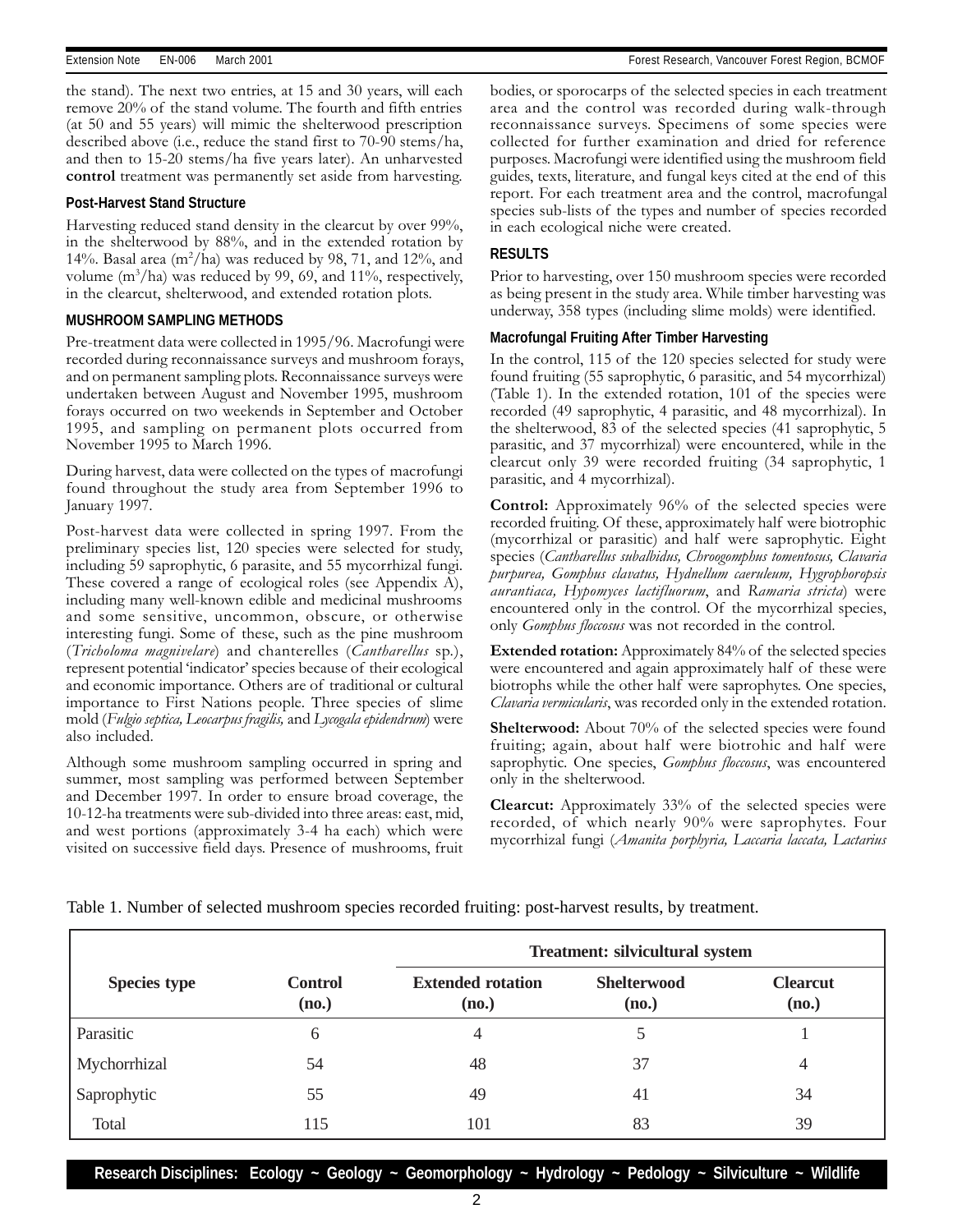the stand). The next two entries, at 15 and 30 years, will each remove 20% of the stand volume. The fourth and fifth entries (at 50 and 55 years) will mimic the shelterwood prescription described above (i.e., reduce the stand first to 70-90 stems/ha, and then to 15-20 stems/ha five years later). An unharvested **control** treatment was permanently set aside from harvesting.

### Post-Harvest Stand Structure

Harvesting reduced stand density in the clearcut by over 99%, in the shelterwood by 88%, and in the extended rotation by 14%. Basal area ($m^2$/ha) was reduced by 98, 71, and 12%, and volume ($m^3$/ha) was reduced by 99, 69, and 11%, respectively, in the clearcut, shelterwood, and extended rotation plots.

## MUSHROOM SAMPLING METHODS

Pre-treatment data were collected in 1995/96. Macrofungi were recorded during reconnaissance surveys and mushroom forays, and on permanent sampling plots. Reconnaissance surveys were undertaken between August and November 1995, mushroom forays occurred on two weekends in September and October 1995, and sampling on permanent plots occurred from November 1995 to March 1996.

During harvest, data were collected on the types of macrofungi found throughout the study area from September 1996 to January 1997.

Post-harvest data were collected in spring 1997. From the preliminary species list, 120 species were selected for study, including 59 saprophytic, 6 parasite, and 55 mycorrhizal fungi. These covered a range of ecological roles (see Appendix A), including many well-known edible and medicinal mushrooms and some sensitive, uncommon, obscure, or otherwise interesting fungi. Some of these, such as the pine mushroom (*Tricholoma magnivelare*) and chanterelles (*Cantharellus* sp.), represent potential 'indicator' species because of their ecological and economic importance. Others are of traditional or cultural importance to First Nations people. Three species of slime mold (*Fulgio septica, Leocarpus fragilis,* and *Lycogala epidendrum*) were also included.

Although some mushroom sampling occurred in spring and summer, most sampling was performed between September and December 1997. In order to ensure broad coverage, the 10-12-ha treatments were sub-divided into three areas: east, mid, and west portions (approximately 3-4 ha each) which were visited on successive field days. Presence of mushrooms, fruit bodies, or sporocarps of the selected species in each treatment area and the control was recorded during walk-through reconnaissance surveys. Specimens of some species were collected for further examination and dried for reference purposes. Macrofungi were identified using the mushroom field guides, texts, literature, and fungal keys cited at the end of this report. For each treatment area and the control, macrofungal species sub-lists of the types and number of species recorded in each ecological niche were created.

## RESULTS

Prior to harvesting, over 150 mushroom species were recorded as being present in the study area. While timber harvesting was underway, 358 types (including slime molds) were identified.

### Macrofungal Fruiting After Timber Harvesting

In the control, 115 of the 120 species selected for study were found fruiting (55 saprophytic, 6 parasitic, and 54 mycorrhizal) (Table 1). In the extended rotation, 101 of the species were recorded (49 saprophytic, 4 parasitic, and 48 mycorrhizal). In the shelterwood, 83 of the selected species (41 saprophytic, 5 parasitic, and 37 mycorrhizal) were encountered, while in the clearcut only 39 were recorded fruiting (34 saprophytic, 1 parasitic, and 4 mycorrhizal).

**Control:** Approximately 96% of the selected species were recorded fruiting. Of these, approximately half were biotrophic (mycorrhizal or parasitic) and half were saprophytic. Eight species (*Cantharellus subalbidus, Chroogomphus tomentosus, Clavaria purpurea, Gomphus clavatus, Hydnellum caeruleum, Hygrophoropsis aurantiaca, Hypomyces lactifluorum*, and *Ramaria stricta*) were encountered only in the control. Of the mycorrhizal species, only *Gomphus floccosus* was not recorded in the control.

**Extended rotation:** Approximately 84% of the selected species were encountered and again approximately half of these were biotrophs while the other half were saprophytes. One species, *Clavaria vermicularis*, was recorded only in the extended rotation.

**Shelterwood:** About 70% of the selected species were found fruiting; again, about half were biotrohic and half were saprophytic. One species, *Gomphus floccosus*, was encountered only in the shelterwood.

**Clearcut:** Approximately 33% of the selected species were recorded, of which nearly 90% were saprophytes. Four mycorrhizal fungi (*Amanita porphyria, Laccaria laccata, Lactarius*

Table 1. Number of selected mushroom species recorded fruiting: post-harvest results, by treatment.

| Species type | Control (no.) | Treatment: silvicultural system | | |
|---|---|---|---|---|
| | | Extended rotation (no.) | Shelterwood (no.) | Clearcut (no.) |
| Parasitic | 6 | 4 | 5 | 1 |
| Mychorrhizal | 54 | 48 | 37 | 4 |
| Saprophytic | 55 | 49 | 41 | 34 |
| Total | 115 | 101 | 83 | 39 |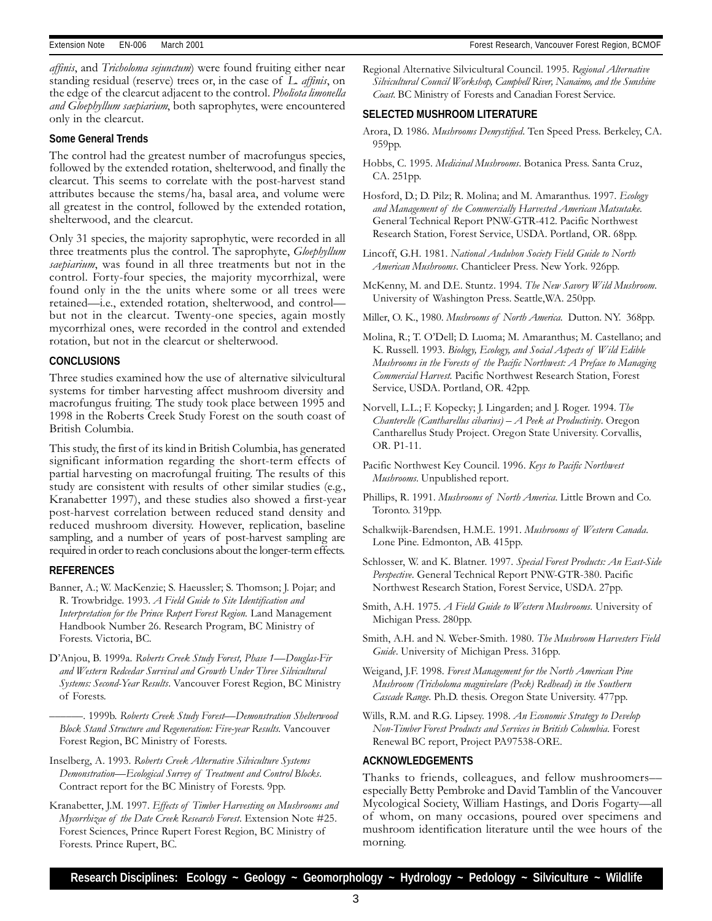*affinis*, and *Tricholoma sejunctum*) were found fruiting either near standing residual (reserve) trees or, in the case of *L. affinis*, on the edge of the clearcut adjacent to the control. *Pholiota limonella and Gloephyllum saepiarium*, both saprophytes, were encountered only in the clearcut.

### Some General Trends

The control had the greatest number of macrofungus species, followed by the extended rotation, shelterwood, and finally the clearcut. This seems to correlate with the post-harvest stand attributes because the stems/ha, basal area, and volume were all greatest in the control, followed by the extended rotation, shelterwood, and the clearcut.

Only 31 species, the majority saprophytic, were recorded in all three treatments plus the control. The saprophyte, *Gloephyllum saepiarium*, was found in all three treatments but not in the control. Forty-four species, the majority mycorrhizal, were found only in the the units where some or all trees were retained—i.e., extended rotation, shelterwood, and control—but not in the clearcut. Twenty-one species, again mostly mycorrhizal ones, were recorded in the control and extended rotation, but not in the clearcut or shelterwood.

## CONCLUSIONS

Three studies examined how the use of alternative silvicultural systems for timber harvesting affect mushroom diversity and macrofungus fruiting. The study took place between 1995 and 1998 in the Roberts Creek Study Forest on the south coast of British Columbia.

This study, the first of its kind in British Columbia, has generated significant information regarding the short-term effects of partial harvesting on macrofungal fruiting. The results of this study are consistent with results of other similar studies (e.g., Kranabetter 1997), and these studies also showed a first-year post-harvest correlation between reduced stand density and reduced mushroom diversity. However, replication, baseline sampling, and a number of years of post-harvest sampling are required in order to reach conclusions about the longer-term effects.

## REFERENCES

Banner, A.; W. MacKenzie; S. Haeussler; S. Thomson; J. Pojar; and R. Trowbridge. 1993. *A Field Guide to Site Identification and Interpretation for the Prince Rupert Forest Region.* Land Management Handbook Number 26. Research Program, BC Ministry of Forests. Victoria, BC.

D'Anjou, B. 1999a. *Roberts Creek Study Forest, Phase 1—Douglas-Fir and Western Redcedar Survival and Growth Under Three Silvicultural Systems: Second-Year Results*. Vancouver Forest Region, BC Ministry of Forests.

———. 1999b. *Roberts Creek Study Forest—Demonstration Shelterwood Block Stand Structure and Regeneration: Five-year Results.* Vancouver Forest Region, BC Ministry of Forests.

Inselberg, A. 1993. *Roberts Creek Alternative Silviculture Systems Demonstration—Ecological Survey of Treatment and Control Blocks*. Contract report for the BC Ministry of Forests. 9pp.

Kranabetter, J.M. 1997. *Effects of Timber Harvesting on Mushrooms and Mycorrhizae of the Date Creek Research Forest*. Extension Note #25. Forest Sciences, Prince Rupert Forest Region, BC Ministry of Forests. Prince Rupert, BC.

Regional Alternative Silvicultural Council. 1995. *Regional Alternative Silvicultural Council Workshop, Campbell River, Nanaimo, and the Sunshine Coast.* BC Ministry of Forests and Canadian Forest Service.

## SELECTED MUSHROOM LITERATURE

Arora, D. 1986. *Mushrooms Demystified*. Ten Speed Press. Berkeley, CA. 959pp.

Hobbs, C. 1995. *Medicinal Mushrooms*. Botanica Press. Santa Cruz, CA. 251pp.

Hosford, D.; D. Pilz; R. Molina; and M. Amaranthus. 1997. *Ecology and Management of the Commercially Harvested American Matsutake*. General Technical Report PNW-GTR-412. Pacific Northwest Research Station, Forest Service, USDA. Portland, OR. 68pp.

Lincoff, G.H. 1981. *National Audubon Society Field Guide to North American Mushrooms*. Chanticleer Press. New York. 926pp.

McKenny, M. and D.E. Stuntz. 1994. *The New Savory Wild Mushroom*. University of Washington Press. Seattle,WA. 250pp.

Miller, O. K., 1980. *Mushrooms of North America.* Dutton. NY. 368pp.

Molina, R.; T. O'Dell; D. Luoma; M. Amaranthus; M. Castellano; and K. Russell. 1993. *Biology, Ecology, and Social Aspects of Wild Edible Mushrooms in the Forests of the Pacific Northwest: A Preface to Managing Commercial Harvest.* Pacific Northwest Research Station, Forest Service, USDA. Portland, OR. 42pp.

Norvell, L.L.; F. Kopecky; J. Lingarden; and J. Roger. 1994. *The Chanterelle (Cantharellus cibarius) – A Peek at Productivity*. Oregon Cantharellus Study Project. Oregon State University. Corvallis, OR. P1-11.

Pacific Northwest Key Council. 1996. *Keys to Pacific Northwest Mushrooms*. Unpublished report.

Phillips, R. 1991. *Mushrooms of North America*. Little Brown and Co. Toronto. 319pp.

Schalkwijk-Barendsen, H.M.E. 1991. *Mushrooms of Western Canada*. Lone Pine. Edmonton, AB. 415pp.

Schlosser, W. and K. Blatner. 1997. *Special Forest Products: An East-Side Perspective*. General Technical Report PNW-GTR-380. Pacific Northwest Research Station, Forest Service, USDA. 27pp.

Smith, A.H. 1975. *A Field Guide to Western Mushrooms*. University of Michigan Press. 280pp.

Smith, A.H. and N. Weber-Smith. 1980. *The Mushroom Harvesters Field Guide*. University of Michigan Press. 316pp.

Weigand, J.F. 1998. *Forest Management for the North American Pine Mushroom (Tricholoma magnivelare (Peck) Redhead) in the Southern Cascade Range*. Ph.D. thesis. Oregon State University. 477pp.

Wills, R.M. and R.G. Lipsey. 1998. *An Economic Strategy to Develop Non-Timber Forest Products and Services in British Columbia*. Forest Renewal BC report, Project PA97538-ORE.

## ACKNOWLEDGEMENTS

Thanks to friends, colleagues, and fellow mushroomers—especially Betty Pembroke and David Tamblin of the Vancouver Mycological Society, William Hastings, and Doris Fogarty—all of whom, on many occasions, poured over specimens and mushroom identification literature until the wee hours of the morning.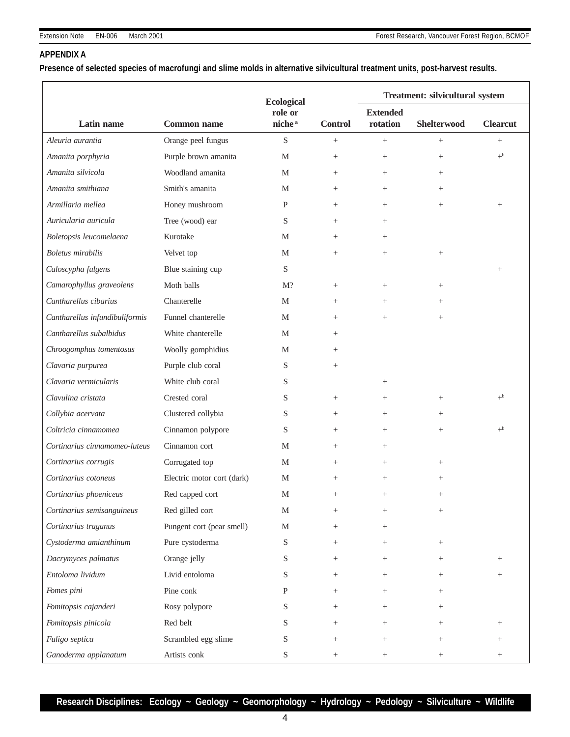## APPENDIX A

**Presence of selected species of macrofungi and slime molds in alternative silvicultural treatment units, post-harvest results.**

| Latin name | Common name | Ecological role or niche [a] | Control | Treatment: silvicultural system | | |
|---|---|---|---|---|---|---|
| | | | | Extended rotation | Shelterwood | Clearcut |
| *Aleuria aurantia* | Orange peel fungus | S | + | + | + | + |
| *Amanita porphyria* | Purple brown amanita | M | + | + | + | +[b] |
| *Amanita silvicola* | Woodland amanita | M | + | + | + | |
| *Amanita smithiana* | Smith's amanita | M | + | + | + | |
| *Armillaria mellea* | Honey mushroom | P | + | + | + | + |
| *Auricularia auricula* | Tree (wood) ear | S | + | + | | |
| *Boletopsis leucomelaena* | Kurotake | M | + | + | | |
| *Boletus mirabilis* | Velvet top | M | + | + | + | |
| *Caloscypha fulgens* | Blue staining cup | S | | | | + |
| *Camarophyllus graveolens* | Moth balls | M? | + | + | + | |
| *Cantharellus cibarius* | Chanterelle | M | + | + | + | |
| *Cantharellus infundibuliformis* | Funnel chanterelle | M | + | + | + | |
| *Cantharellus subalbidus* | White chanterelle | M | + | | | |
| *Chroogomphus tomentosus* | Woolly gomphidius | M | + | | | |
| *Clavaria purpurea* | Purple club coral | S | + | | | |
| *Clavaria vermicularis* | White club coral | S | | + | | |
| *Clavulina cristata* | Crested coral | S | + | + | + | +[b] |
| *Collybia acervata* | Clustered collybia | S | + | + | + | |
| *Coltricia cinnamomea* | Cinnamon polypore | S | + | + | + | +[b] |
| *Cortinarius cinnamomeo-luteus* | Cinnamon cort | M | + | + | | |
| *Cortinarius corrugis* | Corrugated top | M | + | + | + | |
| *Cortinarius cotoneus* | Electric motor cort (dark) | M | + | + | + | |
| *Cortinarius phoeniceus* | Red capped cort | M | + | + | + | |
| *Cortinarius semisanguineus* | Red gilled cort | M | + | + | + | |
| *Cortinarius traganus* | Pungent cort (pear smell) | M | + | + | | |
| *Cystoderma amianthinum* | Pure cystoderma | S | + | + | + | |
| *Dacrymyces palmatus* | Orange jelly | S | + | + | + | + |
| *Entoloma lividum* | Livid entoloma | S | + | + | + | + |
| *Fomes pini* | Pine conk | P | + | + | + | |
| *Fomitopsis cajanderi* | Rosy polypore | S | + | + | + | |
| *Fomitopsis pinicola* | Red belt | S | + | + | + | + |
| *Fuligo septica* | Scrambled egg slime | S | + | + | + | + |
| *Ganoderma applanatum* | Artists conk | S | + | + | + | + |

**Research Disciplines: Ecology ~ Geology ~ Geomorphology ~ Hydrology ~ Pedology ~ Silviculture ~ Wildlife**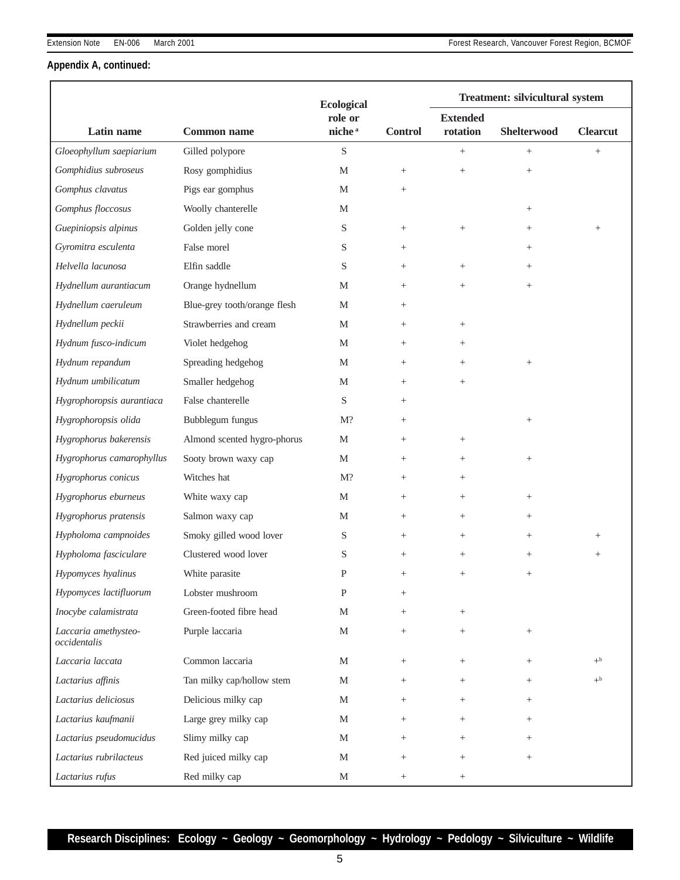**Appendix A, continued:**

| Latin name | Common name | Ecological role or niche[a] | Control | Treatment: silvicultural system | | |
|---|---|---|---|---|---|---|
| | | | | Extended rotation | Shelterwood | Clearcut |
| *Gloeophyllum saepiarium* | Gilled polypore | S | | + | + | + |
| *Gomphidius subroseus* | Rosy gomphidius | M | + | + | + | |
| *Gomphus clavatus* | Pigs ear gomphus | M | + | | | |
| *Gomphus floccosus* | Woolly chanterelle | M | | | + | |
| *Guepiniopsis alpinus* | Golden jelly cone | S | + | + | + | + |
| *Gyromitra esculenta* | False morel | S | + | | + | |
| *Helvella lacunosa* | Elfin saddle | S | + | + | + | |
| *Hydnellum aurantiacum* | Orange hydnellum | M | + | + | + | |
| *Hydnellum caeruleum* | Blue-grey tooth/orange flesh | M | + | | | |
| *Hydnellum peckii* | Strawberries and cream | M | + | + | | |
| *Hydnum fusco-indicum* | Violet hedgehog | M | + | + | | |
| *Hydnum repandum* | Spreading hedgehog | M | + | + | + | |
| *Hydnum umbilicatum* | Smaller hedgehog | M | + | + | | |
| *Hygrophoropsis aurantiaca* | False chanterelle | S | + | | | |
| *Hygrophoropsis olida* | Bubblegum fungus | M? | + | | + | |
| *Hygrophorus bakerensis* | Almond scented hygro-phorus | M | + | + | | |
| *Hygrophorus camarophyllus* | Sooty brown waxy cap | M | + | + | + | |
| *Hygrophorus conicus* | Witches hat | M? | + | + | | |
| *Hygrophorus eburneus* | White waxy cap | M | + | + | + | |
| *Hygrophorus pratensis* | Salmon waxy cap | M | + | + | + | |
| *Hypholoma campnoides* | Smoky gilled wood lover | S | + | + | + | + |
| *Hypholoma fasciculare* | Clustered wood lover | S | + | + | + | + |
| *Hypomyces hyalinus* | White parasite | P | + | + | + | |
| *Hypomyces lactifluorum* | Lobster mushroom | P | + | | | |
| *Inocybe calamistrata* | Green-footed fibre head | M | + | + | | |
| *Laccaria amethysteo-occidentalis* | Purple laccaria | M | + | + | + | |
| *Laccaria laccata* | Common laccaria | M | + | + | + | +[b] |
| *Lactarius affinis* | Tan milky cap/hollow stem | M | + | + | + | +[b] |
| *Lactarius deliciosus* | Delicious milky cap | M | + | + | + | |
| *Lactarius kaufmanii* | Large grey milky cap | M | + | + | + | |
| *Lactarius pseudomucidus* | Slimy milky cap | M | + | + | + | |
| *Lactarius rubrilacteus* | Red juiced milky cap | M | + | + | + | |
| *Lactarius rufus* | Red milky cap | M | + | + | | |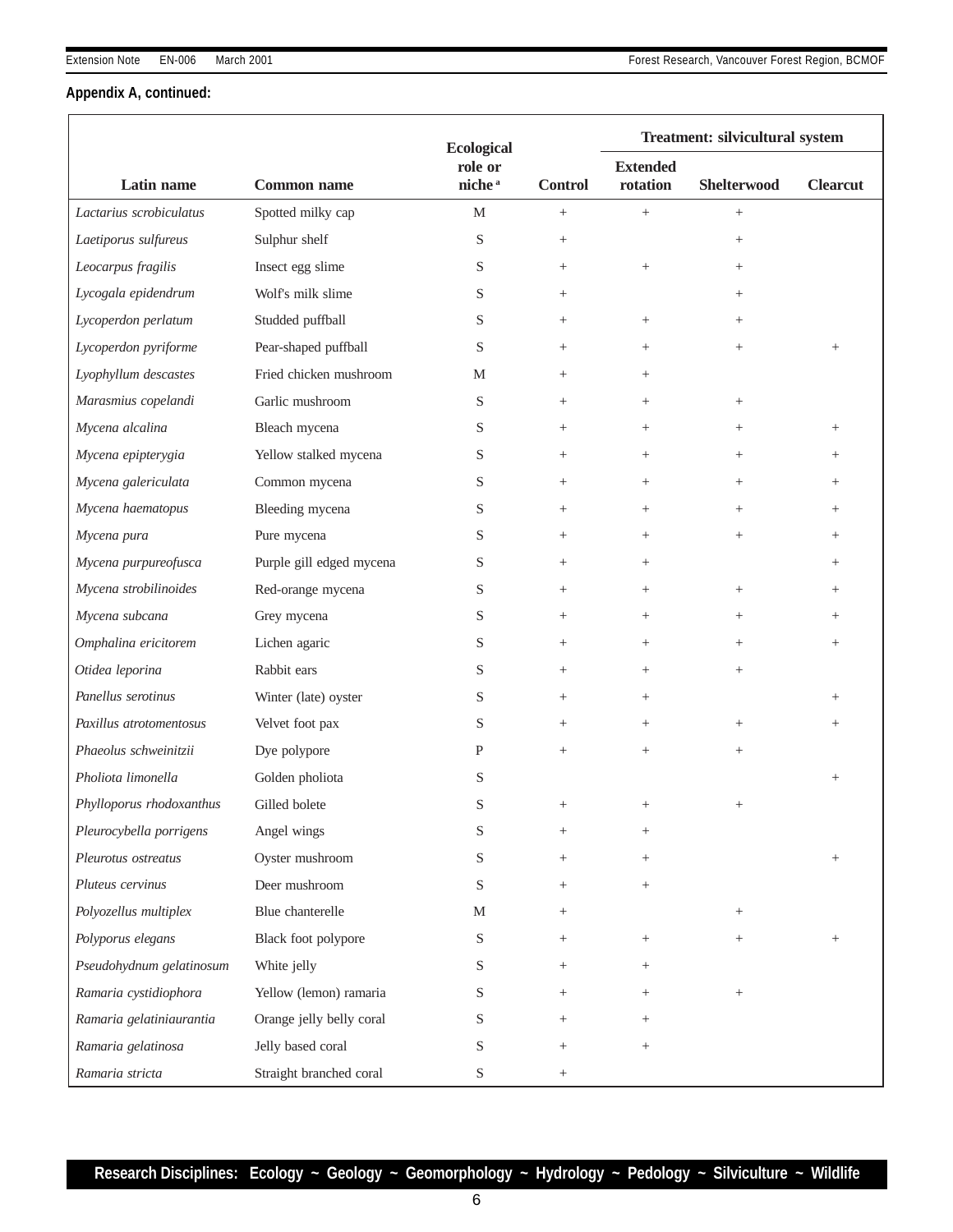**Appendix A, continued:**

| Latin name | Common name | Ecological role or niche [a] | Control | Treatment: silvicultural system | | |
|---|---|---|---|---|---|---|
| | | | | Extended rotation | Shelterwood | Clearcut |
| *Lactarius scrobiculatus* | Spotted milky cap | M | + | + | + | |
| *Laetiporus sulfureus* | Sulphur shelf | S | + | | + | |
| *Leocarpus fragilis* | Insect egg slime | S | + | + | + | |
| *Lycogala epidendrum* | Wolf's milk slime | S | + | | + | |
| *Lycoperdon perlatum* | Studded puffball | S | + | + | + | |
| *Lycoperdon pyriforme* | Pear-shaped puffball | S | + | + | + | + |
| *Lyophyllum descastes* | Fried chicken mushroom | M | + | + | | |
| *Marasmius copelandi* | Garlic mushroom | S | + | + | + | |
| *Mycena alcalina* | Bleach mycena | S | + | + | + | + |
| *Mycena epipterygia* | Yellow stalked mycena | S | + | + | + | + |
| *Mycena galericulata* | Common mycena | S | + | + | + | + |
| *Mycena haematopus* | Bleeding mycena | S | + | + | + | + |
| *Mycena pura* | Pure mycena | S | + | + | + | + |
| *Mycena purpureofusca* | Purple gill edged mycena | S | + | + | | + |
| *Mycena strobilinoides* | Red-orange mycena | S | + | + | + | + |
| *Mycena subcana* | Grey mycena | S | + | + | + | + |
| *Omphalina ericitorem* | Lichen agaric | S | + | + | + | + |
| *Otidea leporina* | Rabbit ears | S | + | + | + | |
| *Panellus serotinus* | Winter (late) oyster | S | + | + | | + |
| *Paxillus atrotomentosus* | Velvet foot pax | S | + | + | + | + |
| *Phaeolus schweinitzii* | Dye polypore | P | + | + | + | |
| *Pholiota limonella* | Golden pholiota | S | | | | + |
| *Phylloporus rhodoxanthus* | Gilled bolete | S | + | + | + | |
| *Pleurocybella porrigens* | Angel wings | S | + | + | | |
| *Pleurotus ostreatus* | Oyster mushroom | S | + | + | | + |
| *Pluteus cervinus* | Deer mushroom | S | + | + | | |
| *Polyozellus multiplex* | Blue chanterelle | M | + | | + | |
| *Polyporus elegans* | Black foot polypore | S | + | + | + | + |
| *Pseudohydnum gelatinosum* | White jelly | S | + | + | | |
| *Ramaria cystidiophora* | Yellow (lemon) ramaria | S | + | + | + | |
| *Ramaria gelatiniaurantia* | Orange jelly belly coral | S | + | + | | |
| *Ramaria gelatinosa* | Jelly based coral | S | + | + | | |
| *Ramaria stricta* | Straight branched coral | S | + | | | |

**Research Disciplines: Ecology ~ Geology ~ Geomorphology ~ Hydrology ~ Pedology ~ Silviculture ~ Wildlife**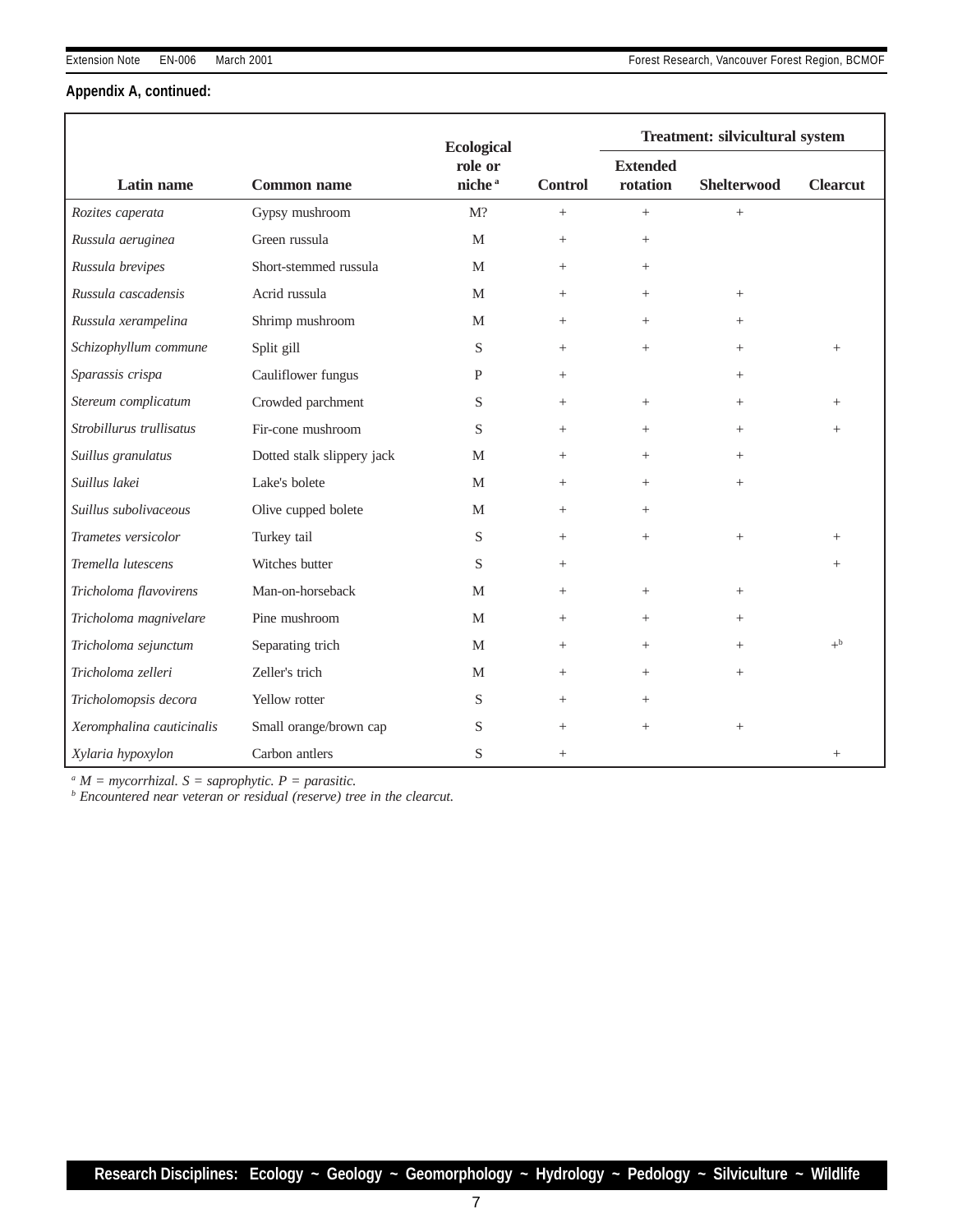**Appendix A, continued:**

| Latin name | Common name | Ecological role or niche [a] | Control | Treatment: silvicultural system | | |
|---|---|---|---|---|---|---|
| | | | | Extended rotation | Shelterwood | Clearcut |
| *Rozites caperata* | Gypsy mushroom | M? | + | + | + | |
| *Russula aeruginea* | Green russula | M | + | + | | |
| *Russula brevipes* | Short-stemmed russula | M | + | + | | |
| *Russula cascadensis* | Acrid russula | M | + | + | + | |
| *Russula xerampelina* | Shrimp mushroom | M | + | + | + | |
| *Schizophyllum commune* | Split gill | S | + | + | + | + |
| *Sparassis crispa* | Cauliflower fungus | P | + | | + | |
| *Stereum complicatum* | Crowded parchment | S | + | + | + | + |
| *Strobillurus trullisatus* | Fir-cone mushroom | S | + | + | + | + |
| *Suillus granulatus* | Dotted stalk slippery jack | M | + | + | + | |
| *Suillus lakei* | Lake's bolete | M | + | + | + | |
| *Suillus subolivaceous* | Olive cupped bolete | M | + | + | | |
| *Trametes versicolor* | Turkey tail | S | + | + | + | + |
| *Tremella lutescens* | Witches butter | S | + | | | + |
| *Tricholoma flavovirens* | Man-on-horseback | M | + | + | + | |
| *Tricholoma magnivelare* | Pine mushroom | M | + | + | + | |
| *Tricholoma sejunctum* | Separating trich | M | + | + | + | +[b] |
| *Tricholoma zelleri* | Zeller's trich | M | + | + | + | |
| *Tricholomopsis decora* | Yellow rotter | S | + | + | | |
| *Xeromphalina cauticinalis* | Small orange/brown cap | S | + | + | + | |
| *Xylaria hypoxylon* | Carbon antlers | S | + | | | + |

[a] *M = mycorrhizal. S = saprophytic. P = parasitic.*
[b] *Encountered near veteran or residual (reserve) tree in the clearcut.*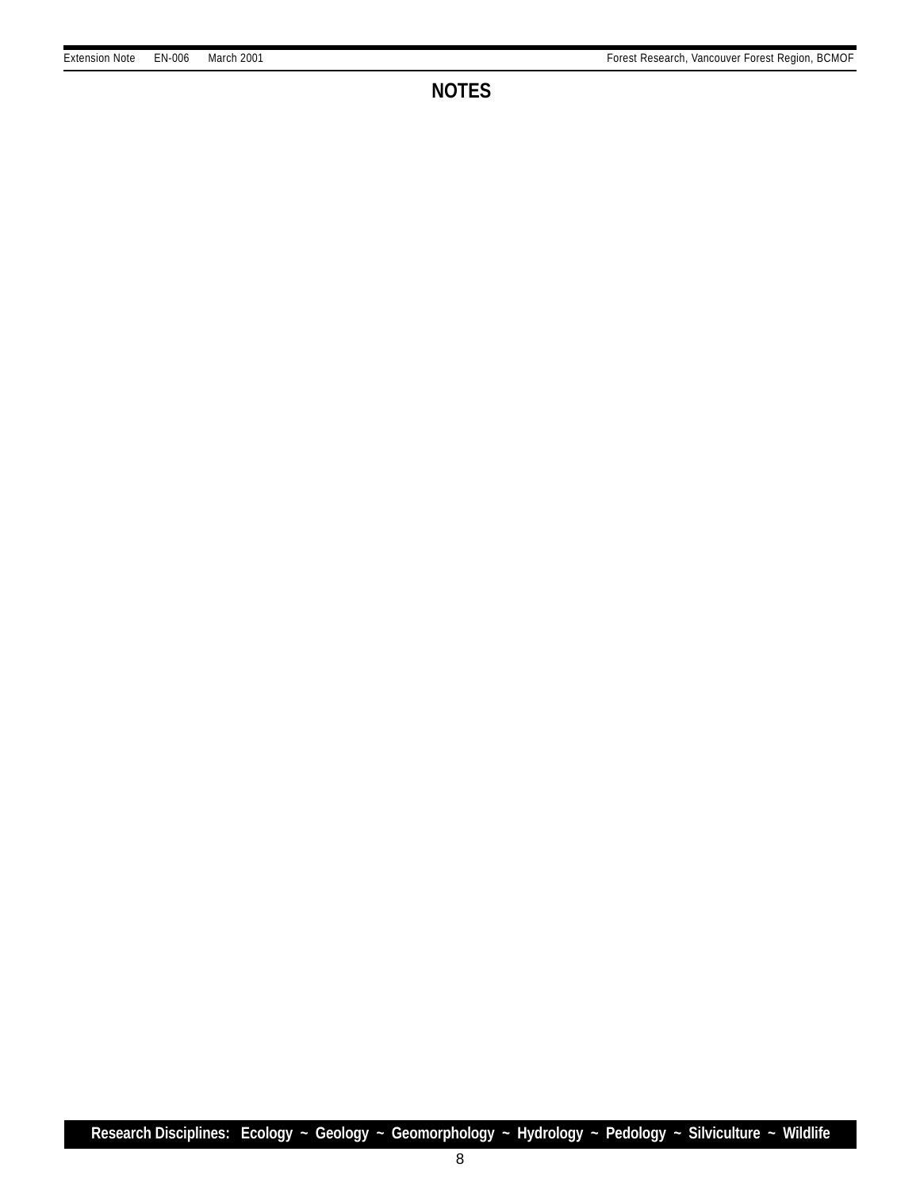## NOTES

**Research Disciplines: Ecology ~ Geology ~ Geomorphology ~ Hydrology ~ Pedology ~ Silviculture ~ Wildlife**